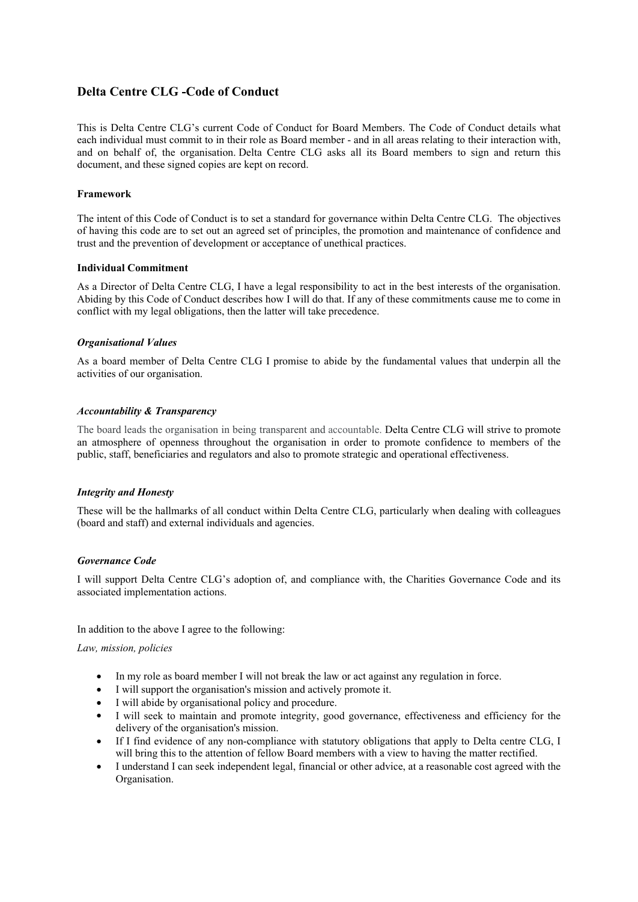## Delta Centre CLG -Code of Conduct

This is Delta Centre CLG's current Code of Conduct for Board Members. The Code of Conduct details what each individual must commit to in their role as Board member - and in all areas relating to their interaction with, and on behalf of, the organisation. Delta Centre CLG asks all its Board members to sign and return this document, and these signed copies are kept on record.

#### Framework

The intent of this Code of Conduct is to set a standard for governance within Delta Centre CLG. The objectives of having this code are to set out an agreed set of principles, the promotion and maintenance of confidence and trust and the prevention of development or acceptance of unethical practices.

#### Individual Commitment

As a Director of Delta Centre CLG, I have a legal responsibility to act in the best interests of the organisation. Abiding by this Code of Conduct describes how I will do that. If any of these commitments cause me to come in conflict with my legal obligations, then the latter will take precedence.

#### *Organisational Values*

As a board member of Delta Centre CLG I promise to abide by the fundamental values that underpin all the activities of our organisation.

#### *Accountability & Transparency*

The board leads the organisation in being transparent and accountable. Delta Centre CLG will strive to promote an atmosphere of openness throughout the organisation in order to promote confidence to members of the public, staff, beneficiaries and regulators and also to promote strategic and operational effectiveness.

#### *Integrity and Honesty*

These will be the hallmarks of all conduct within Delta Centre CLG, particularly when dealing with colleagues (board and staff) and external individuals and agencies.

#### *Governance Code*

I will support Delta Centre CLG's adoption of, and compliance with, the Charities Governance Code and its associated implementation actions.

In addition to the above I agree to the following:

*Law, mission, policies*

- In my role as board member I will not break the law or act against any regulation in force.
- I will support the organisation's mission and actively promote it.
- I will abide by organisational policy and procedure.
- I will seek to maintain and promote integrity, good governance, effectiveness and efficiency for the delivery of the organisation's mission.
- If I find evidence of any non-compliance with statutory obligations that apply to Delta centre CLG, I will bring this to the attention of fellow Board members with a view to having the matter rectified.
- I understand I can seek independent legal, financial or other advice, at a reasonable cost agreed with the Organisation.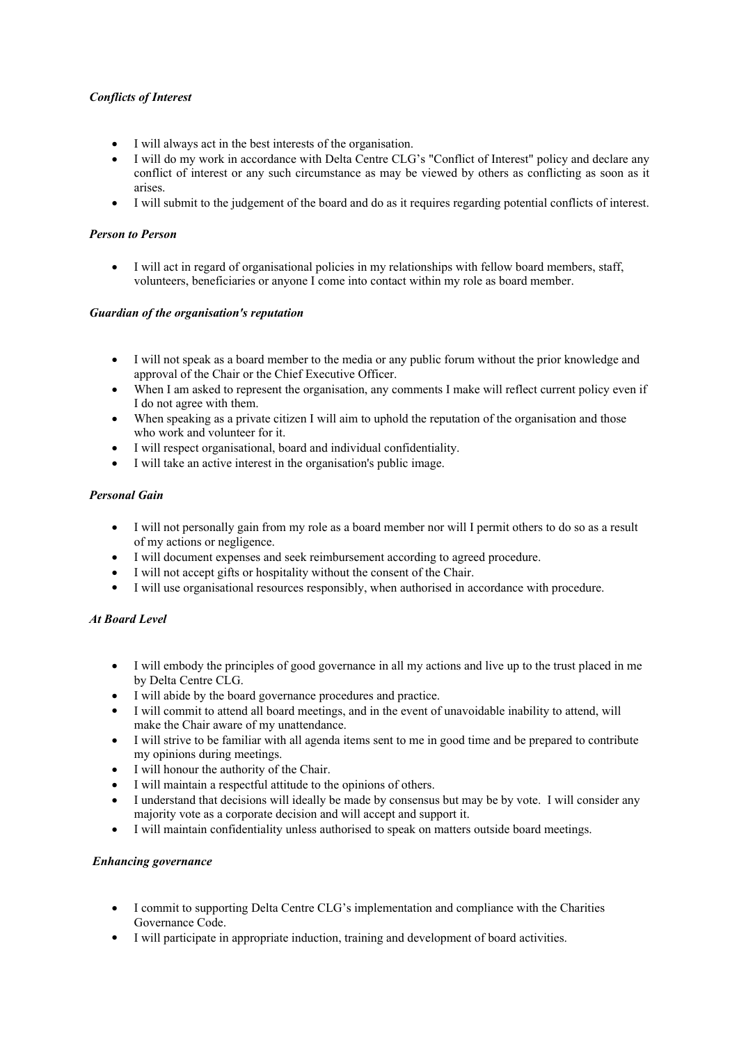***Conflicts of Interest***

- I will always act in the best interests of the organisation.
- I will do my work in accordance with Delta Centre CLG's "Conflict of Interest" policy and declare any conflict of interest or any such circumstance as may be viewed by others as conflicting as soon as it arises.
- I will submit to the judgement of the board and do as it requires regarding potential conflicts of interest.

***Person to Person***

- I will act in regard of organisational policies in my relationships with fellow board members, staff, volunteers, beneficiaries or anyone I come into contact within my role as board member.

***Guardian of the organisation's reputation***

- I will not speak as a board member to the media or any public forum without the prior knowledge and approval of the Chair or the Chief Executive Officer.
- When I am asked to represent the organisation, any comments I make will reflect current policy even if I do not agree with them.
- When speaking as a private citizen I will aim to uphold the reputation of the organisation and those who work and volunteer for it.
- I will respect organisational, board and individual confidentiality.
- I will take an active interest in the organisation's public image.

***Personal Gain***

- I will not personally gain from my role as a board member nor will I permit others to do so as a result of my actions or negligence.
- I will document expenses and seek reimbursement according to agreed procedure.
- I will not accept gifts or hospitality without the consent of the Chair.
- I will use organisational resources responsibly, when authorised in accordance with procedure.

***At Board Level***

- I will embody the principles of good governance in all my actions and live up to the trust placed in me by Delta Centre CLG.
- I will abide by the board governance procedures and practice.
- I will commit to attend all board meetings, and in the event of unavoidable inability to attend, will make the Chair aware of my unattendance.
- I will strive to be familiar with all agenda items sent to me in good time and be prepared to contribute my opinions during meetings.
- I will honour the authority of the Chair.
- I will maintain a respectful attitude to the opinions of others.
- I understand that decisions will ideally be made by consensus but may be by vote. I will consider any majority vote as a corporate decision and will accept and support it.
- I will maintain confidentiality unless authorised to speak on matters outside board meetings.

***Enhancing governance***

- I commit to supporting Delta Centre CLG's implementation and compliance with the Charities Governance Code.
- I will participate in appropriate induction, training and development of board activities.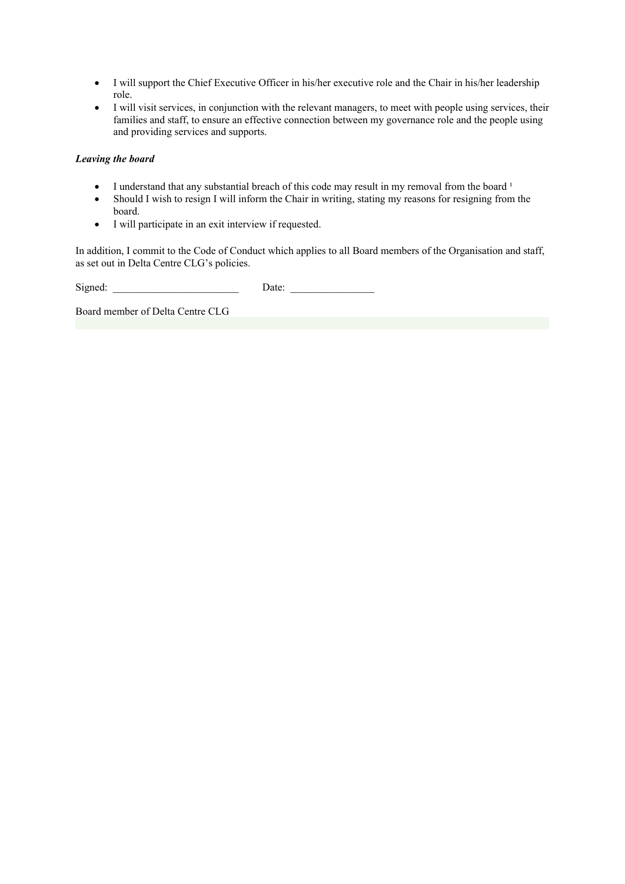- I will support the Chief Executive Officer in his/her executive role and the Chair in his/her leadership role.
- I will visit services, in conjunction with the relevant managers, to meet with people using services, their families and staff, to ensure an effective connection between my governance role and the people using and providing services and supports.

***Leaving the board***

- I understand that any substantial breach of this code may result in my removal from the board [1]
- Should I wish to resign I will inform the Chair in writing, stating my reasons for resigning from the board.
- I will participate in an exit interview if requested.

In addition, I commit to the Code of Conduct which applies to all Board members of the Organisation and staff, as set out in Delta Centre CLG's policies.

Signed: ________________________ Date: ________________

Board member of Delta Centre CLG